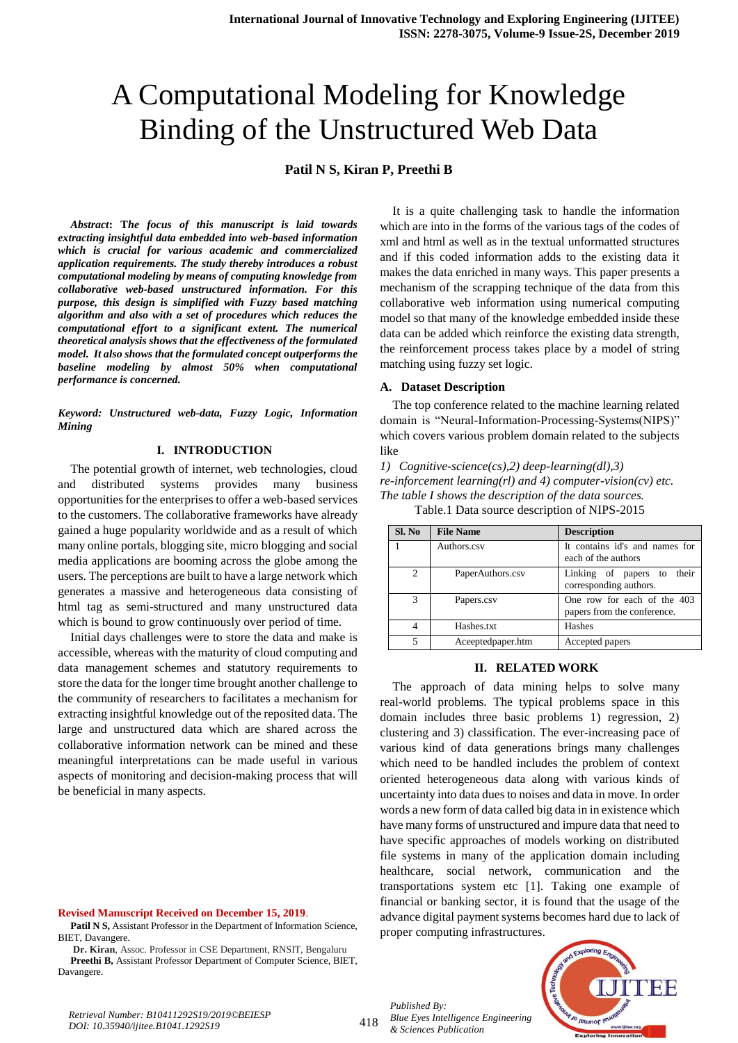# A Computational Modeling for Knowledge Binding of the Unstructured Web Data

**Patil N S, Kiran P, Preethi B**

***Abstract*: The focus of this manuscript is laid towards extracting insightful data embedded into web-based information which is crucial for various academic and commercialized application requirements. The study thereby introduces a robust computational modeling by means of computing knowledge from collaborative web-based unstructured information. For this purpose, this design is simplified with Fuzzy based matching algorithm and also with a set of procedures which reduces the computational effort to a significant extent. The numerical theoretical analysis shows that the effectiveness of the formulated model. It also shows that the formulated concept outperforms the baseline modeling by almost 50% when computational performance is concerned.**

***Keyword: Unstructured web-data, Fuzzy Logic, Information Mining***

## I. INTRODUCTION

The potential growth of internet, web technologies, cloud and distributed systems provides many business opportunities for the enterprises to offer a web-based services to the customers. The collaborative frameworks have already gained a huge popularity worldwide and as a result of which many online portals, blogging site, micro blogging and social media applications are booming across the globe among the users. The perceptions are built to have a large network which generates a massive and heterogeneous data consisting of html tag as semi-structured and many unstructured data which is bound to grow continuously over period of time.

Initial days challenges were to store the data and make is accessible, whereas with the maturity of cloud computing and data management schemes and statutory requirements to store the data for the longer time brought another challenge to the community of researchers to facilitates a mechanism for extracting insightful knowledge out of the reposited data. The large and unstructured data which are shared across the collaborative information network can be mined and these meaningful interpretations can be made useful in various aspects of monitoring and decision-making process that will be beneficial in many aspects.

It is a quite challenging task to handle the information which are into in the forms of the various tags of the codes of xml and html as well as in the textual unformatted structures and if this coded information adds to the existing data it makes the data enriched in many ways. This paper presents a mechanism of the scrapping technique of the data from this collaborative web information using numerical computing model so that many of the knowledge embedded inside these data can be added which reinforce the existing data strength, the reinforcement process takes place by a model of string matching using fuzzy set logic.

### A. Dataset Description

The top conference related to the machine learning related domain is "Neural-Information-Processing-Systems(NIPS)" which covers various problem domain related to the subjects like

*1) Cognitive-science(cs),2) deep-learning(dl),3) re-inforcement learning(rl) and 4) computer-vision(cv) etc. The table I shows the description of the data sources.*

Table.1 Data source description of NIPS-2015

| Sl. No | File Name | Description |
|---|---|---|
| 1 | Authors.csv | It contains id's and names for each of the authors |
| 2 | PaperAuthors.csv | Linking of papers to their corresponding authors. |
| 3 | Papers.csv | One row for each of the 403 papers from the conference. |
| 4 | Hashes.txt | Hashes |
| 5 | Aceeptedpaper.htm | Accepted papers |

## II. RELATED WORK

The approach of data mining helps to solve many real-world problems. The typical problems space in this domain includes three basic problems 1) regression, 2) clustering and 3) classification. The ever-increasing pace of various kind of data generations brings many challenges which need to be handled includes the problem of context oriented heterogeneous data along with various kinds of uncertainty into data dues to noises and data in move. In order words a new form of data called big data in in existence which have many forms of unstructured and impure data that need to have specific approaches of models working on distributed file systems in many of the application domain including healthcare, social network, communication and the transportations system etc [1]. Taking one example of financial or banking sector, it is found that the usage of the advance digital payment systems becomes hard due to lack of proper computing infrastructures.

**Revised Manuscript Received on December 15, 2019.**

**Patil N S,** Assistant Professor in the Department of Information Science, BIET, Davangere.

**Dr. Kiran**, Assoc. Professor in CSE Department, RNSIT, Bengaluru

**Preethi B,** Assistant Professor Department of Computer Science, BIET, Davangere.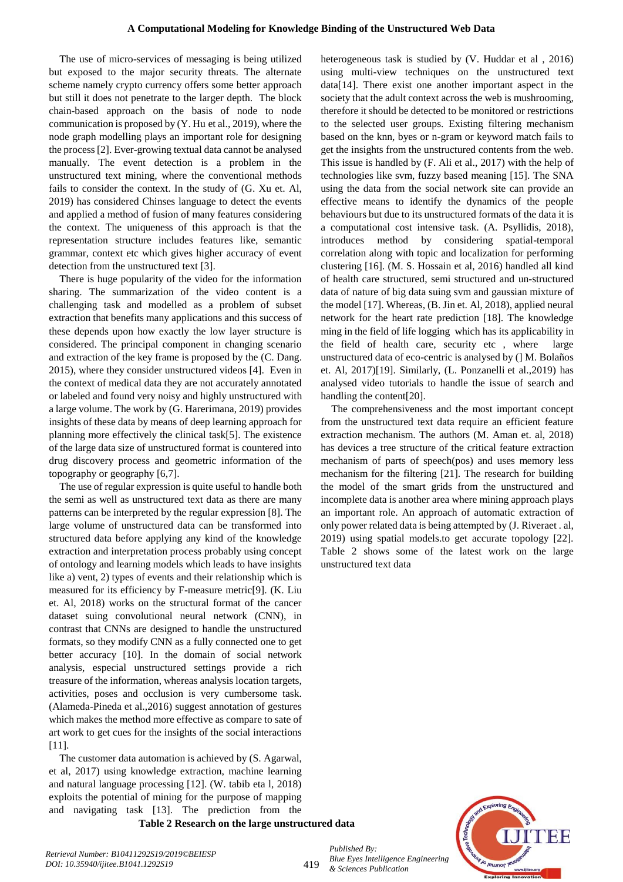The use of micro-services of messaging is being utilized but exposed to the major security threats. The alternate scheme namely crypto currency offers some better approach but still it does not penetrate to the larger depth. The block chain-based approach on the basis of node to node communication is proposed by (Y. Hu et al., 2019), where the node graph modelling plays an important role for designing the process [2]. Ever-growing textual data cannot be analysed manually. The event detection is a problem in the unstructured text mining, where the conventional methods fails to consider the context. In the study of (G. Xu et. Al, 2019) has considered Chinses language to detect the events and applied a method of fusion of many features considering the context. The uniqueness of this approach is that the representation structure includes features like, semantic grammar, context etc which gives higher accuracy of event detection from the unstructured text [3].

There is huge popularity of the video for the information sharing. The summarization of the video content is a challenging task and modelled as a problem of subset extraction that benefits many applications and this success of these depends upon how exactly the low layer structure is considered. The principal component in changing scenario and extraction of the key frame is proposed by the (C. Dang. 2015), where they consider unstructured videos [4]. Even in the context of medical data they are not accurately annotated or labeled and found very noisy and highly unstructured with a large volume. The work by (G. Harerimana, 2019) provides insights of these data by means of deep learning approach for planning more effectively the clinical task[5]. The existence of the large data size of unstructured format is countered into drug discovery process and geometric information of the topography or geography [6,7].

The use of regular expression is quite useful to handle both the semi as well as unstructured text data as there are many patterns can be interpreted by the regular expression [8]. The large volume of unstructured data can be transformed into structured data before applying any kind of the knowledge extraction and interpretation process probably using concept of ontology and learning models which leads to have insights like a) vent, 2) types of events and their relationship which is measured for its efficiency by F-measure metric[9]. (K. Liu et. Al, 2018) works on the structural format of the cancer dataset suing convolutional neural network (CNN), in contrast that CNNs are designed to handle the unstructured formats, so they modify CNN as a fully connected one to get better accuracy [10]. In the domain of social network analysis, especial unstructured settings provide a rich treasure of the information, whereas analysis location targets, activities, poses and occlusion is very cumbersome task. (Alameda-Pineda et al.,2016) suggest annotation of gestures which makes the method more effective as compare to sate of art work to get cues for the insights of the social interactions [11].

The customer data automation is achieved by (S. Agarwal, et al, 2017) using knowledge extraction, machine learning and natural language processing [12]. (W. tabib eta l, 2018) exploits the potential of mining for the purpose of mapping and navigating task [13]. The prediction from the heterogeneous task is studied by (V. Huddar et al , 2016) using multi-view techniques on the unstructured text data[14]. There exist one another important aspect in the society that the adult context across the web is mushrooming, therefore it should be detected to be monitored or restrictions to the selected user groups. Existing filtering mechanism based on the knn, byes or n-gram or keyword match fails to get the insights from the unstructured contents from the web. This issue is handled by (F. Ali et al., 2017) with the help of technologies like svm, fuzzy based meaning [15]. The SNA using the data from the social network site can provide an effective means to identify the dynamics of the people behaviours but due to its unstructured formats of the data it is a computational cost intensive task. (A. Psyllidis, 2018), introduces method by considering spatial-temporal correlation along with topic and localization for performing clustering [16]. (M. S. Hossain et al, 2016) handled all kind of health care structured, semi structured and un-structured data of nature of big data suing svm and gaussian mixture of the model [17]. Whereas, (B. Jin et. Al, 2018), applied neural network for the heart rate prediction [18]. The knowledge ming in the field of life logging which has its applicability in the field of health care, security etc , where large unstructured data of eco-centric is analysed by (] M. Bolaños et. Al, 2017)[19]. Similarly, (L. Ponzanelli et al.,2019) has analysed video tutorials to handle the issue of search and handling the content[20].

The comprehensiveness and the most important concept from the unstructured text data require an efficient feature extraction mechanism. The authors (M. Aman et. al, 2018) has devices a tree structure of the critical feature extraction mechanism of parts of speech(pos) and uses memory less mechanism for the filtering [21]. The research for building the model of the smart grids from the unstructured and incomplete data is another area where mining approach plays an important role. An approach of automatic extraction of only power related data is being attempted by (J. Riveraet . al, 2019) using spatial models.to get accurate topology [22]. Table 2 shows some of the latest work on the large unstructured text data

**Table 2 Research on the large unstructured data**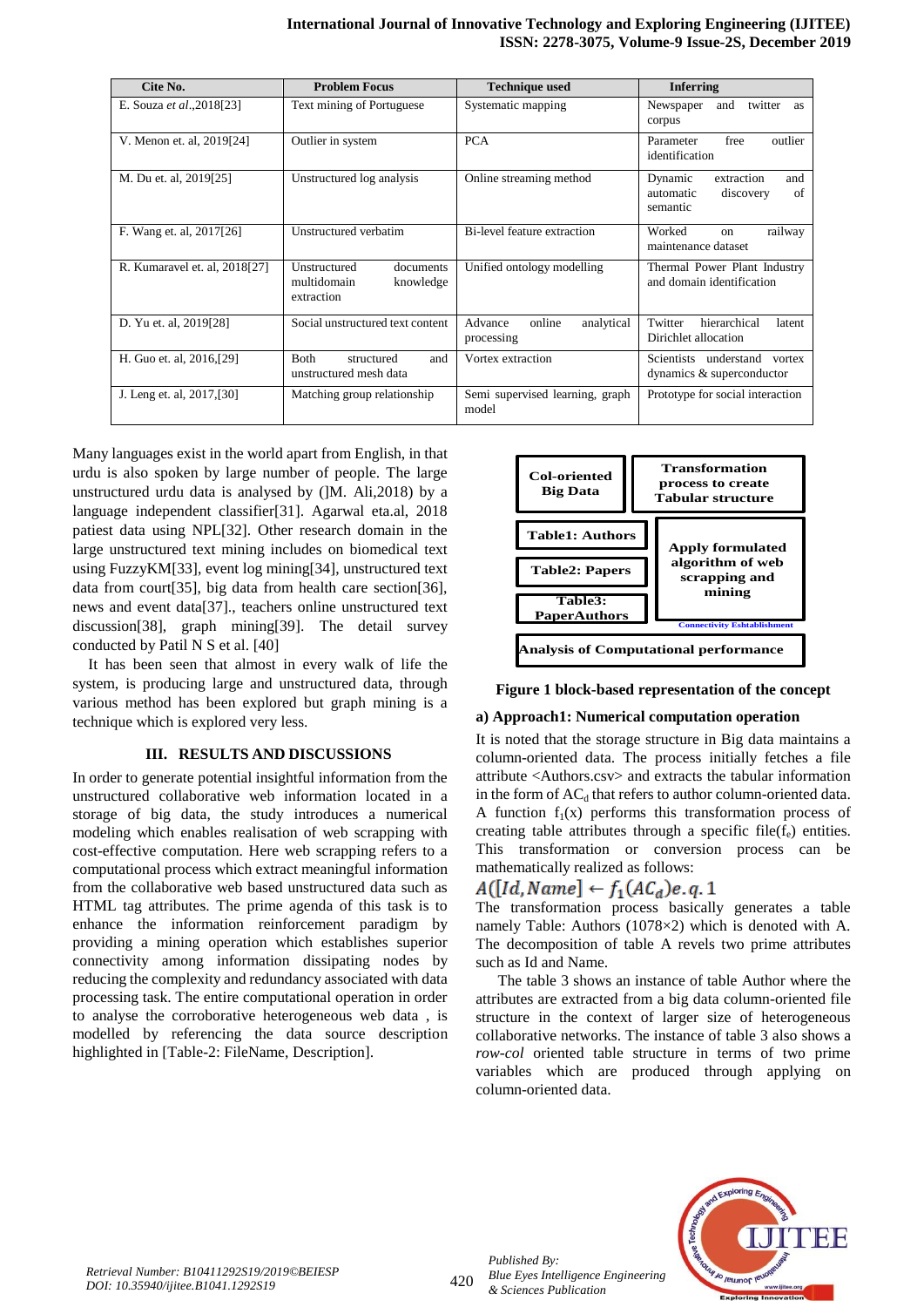| Cite No. | Problem Focus | Technique used | Inferring |
|---|---|---|---|
| E. Souza *et al*.,2018[23] | Text mining of Portuguese | Systematic mapping | Newspaper and twitter as corpus |
| V. Menon et. al, 2019[24] | Outlier in system | PCA | Parameter free outlier identification |
| M. Du et. al, 2019[25] | Unstructured log analysis | Online streaming method | Dynamic extraction and automatic discovery of semantic |
| F. Wang et. al, 2017[26] | Unstructured verbatim | Bi-level feature extraction | Worked on railway maintenance dataset |
| R. Kumaravel et. al, 2018[27] | Unstructured documents multidomain knowledge extraction | Unified ontology modelling | Thermal Power Plant Industry and domain identification |
| D. Yu et. al, 2019[28] | Social unstructured text content | Advance online analytical processing | Twitter hierarchical latent Dirichlet allocation |
| H. Guo et. al, 2016,[29] | Both structured and unstructured mesh data | Vortex extraction | Scientists understand vortex dynamics & superconductor |
| J. Leng et. al, 2017,[30] | Matching group relationship | Semi supervised learning, graph model | Prototype for social interaction |

Many languages exist in the world apart from English, in that urdu is also spoken by large number of people. The large unstructured urdu data is analysed by (]M. Ali,2018) by a language independent classifier[31]. Agarwal eta.al, 2018 patiest data using NPL[32]. Other research domain in the large unstructured text mining includes on biomedical text using FuzzyKM[33], event log mining[34], unstructured text data from court[35], big data from health care section[36], news and event data[37]., teachers online unstructured text discussion[38], graph mining[39]. The detail survey conducted by Patil N S et al. [40]

It has been seen that almost in every walk of life the system, is producing large and unstructured data, through various method has been explored but graph mining is a technique which is explored very less.

## III. RESULTS AND DISCUSSIONS

In order to generate potential insightful information from the unstructured collaborative web information located in a storage of big data, the study introduces a numerical modeling which enables realisation of web scrapping with cost-effective computation. Here web scrapping refers to a computational process which extract meaningful information from the collaborative web based unstructured data such as HTML tag attributes. The prime agenda of this task is to enhance the information reinforcement paradigm by providing a mining operation which establishes superior connectivity among information dissipating nodes by reducing the complexity and redundancy associated with data processing task. The entire computational operation in order to analyse the corroborative heterogeneous web data , is modelled by referencing the data source description highlighted in [Table-2: FileName, Description].

Col-oriented Big Data

Transformation process to create Tabular structure

Table1: Authors

Table2: Papers

Table3: PaperAuthors

Apply formulated algorithm of web scrapping and mining

Connectivity Eshtablishment

Analysis of Computational performance

**Figure 1 block-based representation of the concept**

### a) Approach1: Numerical computation operation

It is noted that the storage structure in Big data maintains a column-oriented data. The process initially fetches a file attribute <Authors.csv> and extracts the tabular information in the form of $AC_d$ that refers to author column-oriented data. A function $f_1(x)$ performs this transformation process of creating table attributes through a specific file($f_e$) entities. This transformation or conversion process can be mathematically realized as follows:

$$A([Id, Name] \leftarrow f_1(AC_d) e.q. 1$$

The transformation process basically generates a table namely Table: Authors (1078×2) which is denoted with A. The decomposition of table A revels two prime attributes such as Id and Name.

The table 3 shows an instance of table Author where the attributes are extracted from a big data column-oriented file structure in the context of larger size of heterogeneous collaborative networks. The instance of table 3 also shows a *row-col* oriented table structure in terms of two prime variables which are produced through applying on column-oriented data.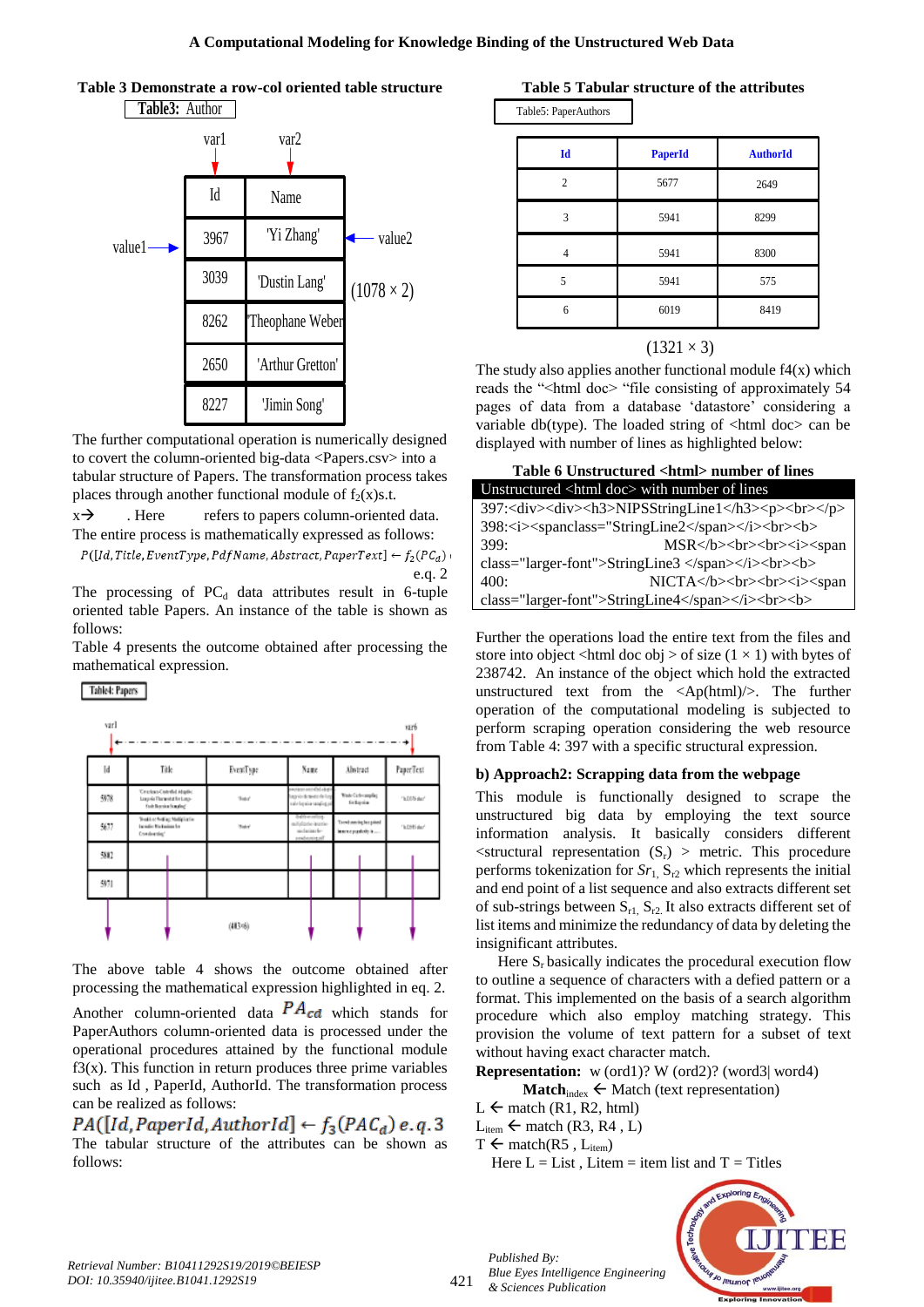**Table 3 Demonstrate a row-col oriented table structure**

Table3: Author

var1 var2

| Id | Name |
|---|---|
| 3967 | 'Yi Zhang' |
| 3039 | 'Dustin Lang' |
| 8262 | 'Theophane Weber |
| 2650 | 'Arthur Gretton' |
| 8227 | 'Jimin Song' |

value1 value2

(1078 × 2)

The further computational operation is numerically designed to covert the column-oriented big-data <Papers.csv> into a tabular structure of Papers. The transformation process takes places through another functional module of $f_2(x)$s.t.

x→ . Here refers to papers column-oriented data. The entire process is mathematically expressed as follows:

$$P([Id, Title, EventType, PdfName, Abstract, PaperText] \leftarrow f_2(PC_d) \quad \text{e.q. 2}$$

The processing of $PC_d$ data attributes result in 6-tuple oriented table Papers. An instance of the table is shown as follows:

Table 4 presents the outcome obtained after processing the mathematical expression.

Table4: Papers

var1 var6

| Id | Title | EventType | Name | Abstract | PaperText |
|---|---|---|---|---|---|
| 5978 | | 'Poster' | | | |
| 5677 | | 'Poster' | | | |
| 5882 | | | | | |
| 5971 | | | | | |

(403×6)

The above table 4 shows the outcome obtained after processing the mathematical expression highlighted in eq. 2.

Another column-oriented data $PA_{cd}$ which stands for PaperAuthors column-oriented data is processed under the operational procedures attained by the functional module f3(x). This function in return produces three prime variables such as Id , PaperId, AuthorId. The transformation process can be realized as follows:

$$PA([Id, PaperId, AuthorId] \leftarrow f_3(PAC_d) \; e.q.3$$

The tabular structure of the attributes can be shown as follows:

**Table 5 Tabular structure of the attributes**

Table5: PaperAuthors

| Id | PaperId | AuthorId |
|---|---|---|
| 2 | 5677 | 2649 |
| 3 | 5941 | 8299 |
| 4 | 5941 | 8300 |
| 5 | 5941 | 575 |
| 6 | 6019 | 8419 |

(1321 × 3)

The study also applies another functional module f4(x) which reads the "<html doc> "file consisting of approximately 54 pages of data from a database 'datastore' considering a variable db(type). The loaded string of <html doc> can be displayed with number of lines as highlighted below:

**Table 6 Unstructured <html> number of lines**

| Unstructured <html doc> with number of lines |
|---|
| 397:<div><div><h3>NIPSStringLine1</h3><p><br></p> |
| 398:<i><spanclass="StringLine2</span></i><br><b> |
| 399: MSR</b><br><br><i><span class="larger-font">StringLine3 </span></i><br><b> |
| 400: NICTA</b><br><br><i><span class="larger-font">StringLine4</span></i><br><b> |

Further the operations load the entire text from the files and store into object <html doc obj > of size (1 × 1) with bytes of 238742. An instance of the object which hold the extracted unstructured text from the <Ap(html)/>. The further operation of the computational modeling is subjected to perform scraping operation considering the web resource from Table 4: 397 with a specific structural expression.

### b) Approach2: Scrapping data from the webpage

This module is functionally designed to scrape the unstructured big data by employing the text source information analysis. It basically considers different <structural representation ($S_r$) > metric. This procedure performs tokenization for $Sr_1$, $S_{r2}$ which represents the initial and end point of a list sequence and also extracts different set of sub-strings between $S_{r1}$, $S_{r2}$. It also extracts different set of list items and minimize the redundancy of data by deleting the insignificant attributes.

Here $S_r$ basically indicates the procedural execution flow to outline a sequence of characters with a defied pattern or a format. This implemented on the basis of a search algorithm procedure which also employ matching strategy. This provision the volume of text pattern for a subset of text without having exact character match.

**Representation:** w (ord1)? W (ord2)? (word3| word4)

**Match**$_{index}$ ← Match (text representation)

L ← match (R1, R2, html)

$L_{item}$ ← match (R3, R4 , L)

T ← match(R5 , $L_{item}$)

Here L = List , Litem = item list and T = Titles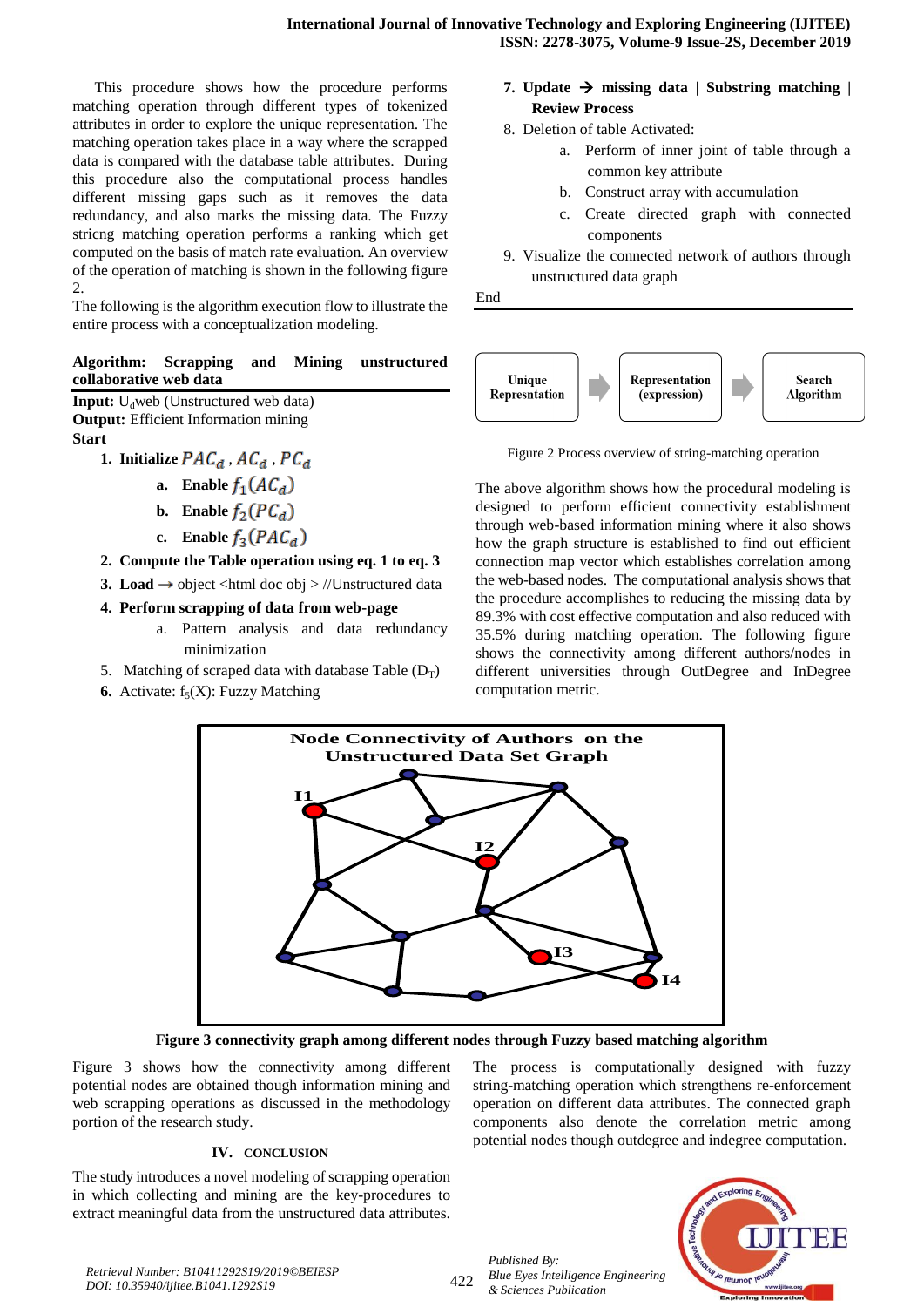This procedure shows how the procedure performs matching operation through different types of tokenized attributes in order to explore the unique representation. The matching operation takes place in a way where the scrapped data is compared with the database table attributes. During this procedure also the computational process handles different missing gaps such as it removes the data redundancy, and also marks the missing data. The Fuzzy stricng matching operation performs a ranking which get computed on the basis of match rate evaluation. An overview of the operation of matching is shown in the following figure 2.

The following is the algorithm execution flow to illustrate the entire process with a conceptualization modeling.

**Algorithm: Scrapping and Mining unstructured collaborative web data**

**Input:** $U_d$web (Unstructured web data)
**Output:** Efficient Information mining
**Start**

1. **Initialize** $PAC_d$ , $AC_d$ , $PC_d$
   a. **Enable** $f_1(AC_d)$
   b. **Enable** $f_2(PC_d)$
   c. **Enable** $f_3(PAC_d)$
2. **Compute the Table operation using eq. 1 to eq. 3**
3. **Load** → object <html doc obj > //Unstructured data
4. **Perform scrapping of data from web-page**
   a. Pattern analysis and data redundancy minimization
5. Matching of scraped data with database Table ($D_T$)
6. Activate: $f_5(X)$: Fuzzy Matching
7. **Update → missing data | Substring matching | Review Process**
8. Deletion of table Activated:
   a. Perform of inner joint of table through a common key attribute
   b. Construct array with accumulation
   c. Create directed graph with connected components
9. Visualize the connected network of authors through unstructured data graph

End

Unique Represntation → Representation (expression) → Search Algorithm

Figure 2 Process overview of string-matching operation

The above algorithm shows how the procedural modeling is designed to perform efficient connectivity establishment through web-based information mining where it also shows how the graph structure is established to find out efficient connection map vector which establishes correlation among the web-based nodes. The computational analysis shows that the procedure accomplishes to reducing the missing data by 89.3% with cost effective computation and also reduced with 35.5% during matching operation. The following figure shows the connectivity among different authors/nodes in different universities through OutDegree and InDegree computation metric.

**Figure 3 connectivity graph among different nodes through Fuzzy based matching algorithm**

Figure 3 shows how the connectivity among different potential nodes are obtained though information mining and web scrapping operations as discussed in the methodology portion of the research study.

## IV. CONCLUSION

The study introduces a novel modeling of scrapping operation in which collecting and mining are the key-procedures to extract meaningful data from the unstructured data attributes. The process is computationally designed with fuzzy string-matching operation which strengthens re-enforcement operation on different data attributes. The connected graph components also denote the correlation metric among potential nodes though outdegree and indegree computation.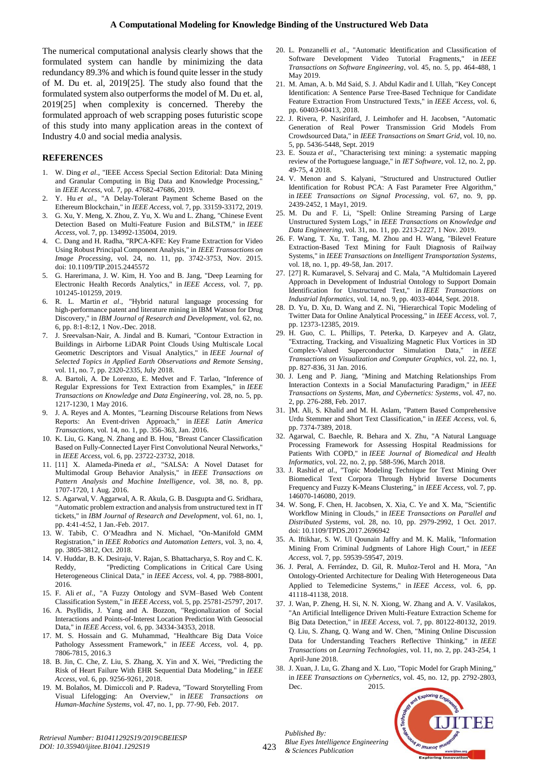The numerical computational analysis clearly shows that the formulated system can handle by minimizing the data redundancy 89.3% and which is found quite lesser in the study of M. Du et. al, 2019[25]. The study also found that the formulated system also outperforms the model of M. Du et. al, 2019[25] when complexity is concerned. Thereby the formulated approach of web scrapping poses futuristic scope of this study into many application areas in the context of Industry 4.0 and social media analysis.

## REFERENCES

1. W. Ding *et al.*, "IEEE Access Special Section Editorial: Data Mining and Granular Computing in Big Data and Knowledge Processing," in *IEEE Access*, vol. 7, pp. 47682-47686, 2019.
2. Y. Hu *et al.*, "A Delay-Tolerant Payment Scheme Based on the Ethereum Blockchain," in *IEEE Access*, vol. 7, pp. 33159-33172, 2019.
3. G. Xu, Y. Meng, X. Zhou, Z. Yu, X. Wu and L. Zhang, "Chinese Event Detection Based on Multi-Feature Fusion and BiLSTM," in *IEEE Access*, vol. 7, pp. 134992-135004, 2019.
4. C. Dang and H. Radha, "RPCA-KFE: Key Frame Extraction for Video Using Robust Principal Component Analysis," in *IEEE Transactions on Image Processing*, vol. 24, no. 11, pp. 3742-3753, Nov. 2015. doi: 10.1109/TIP.2015.2445572
5. G. Harerimana, J. W. Kim, H. Yoo and B. Jang, "Deep Learning for Electronic Health Records Analytics," in *IEEE Access*, vol. 7, pp. 101245-101259, 2019.
6. R. L. Martin *et al.*, "Hybrid natural language processing for high-performance patent and literature mining in IBM Watson for Drug Discovery," in *IBM Journal of Research and Development*, vol. 62, no. 6, pp. 8:1-8:12, 1 Nov.-Dec. 2018.
7. J. Sreevalsan-Nair, A. Jindal and B. Kumari, "Contour Extraction in Buildings in Airborne LiDAR Point Clouds Using Multiscale Local Geometric Descriptors and Visual Analytics," in *IEEE Journal of Selected Topics in Applied Earth Observations and Remote Sensing*, vol. 11, no. 7, pp. 2320-2335, July 2018.
8. A. Bartoli, A. De Lorenzo, E. Medvet and F. Tarlao, "Inference of Regular Expressions for Text Extraction from Examples," in *IEEE Transactions on Knowledge and Data Engineering*, vol. 28, no. 5, pp. 1217-1230, 1 May 2016.
9. J. A. A. Reyes and A. Montes, "Learning Discourse Relations from News Reports: An Event-driven Approach," in *IEEE Latin America Transactions*, vol. 14, no. 1, pp. 356-363, Jan. 2016.
10. K. Liu, G. Kang, N. Zhang and B. Hou, "Breast Cancer Classification Based on Fully-Connected Layer First Convolutional Neural Networks," in *IEEE Access*, vol. 6, pp. 23722-23732, 2018.
11. [11] X. Alameda-Pineda *et al.*, "SALSA: A Novel Dataset for Multimodal Group Behavior Analysis," in *IEEE Transactions on Pattern Analysis and Machine Intelligence*, vol. 38, no. 8, pp. 1707-1720, 1 Aug. 2016.
12. S. Agarwal, V. Aggarwal, A. R. Akula, G. B. Dasgupta and G. Sridhara, "Automatic problem extraction and analysis from unstructured text in IT tickets," in *IBM Journal of Research and Development*, vol. 61, no. 1, pp. 4:41-4:52, 1 Jan.-Feb. 2017.
13. W. Tabib, C. O'Meadhra and N. Michael, "On-Manifold GMM Registration," in *IEEE Robotics and Automation Letters*, vol. 3, no. 4, pp. 3805-3812, Oct. 2018.
14. V. Huddar, B. K. Desiraju, V. Rajan, S. Bhattacharya, S. Roy and C. K. Reddy, "Predicting Complications in Critical Care Using Heterogeneous Clinical Data," in *IEEE Access*, vol. 4, pp. 7988-8001, 2016.
15. F. Ali *et al.*, "A Fuzzy Ontology and SVM–Based Web Content Classification System," in *IEEE Access*, vol. 5, pp. 25781-25797, 2017.
16. A. Psyllidis, J. Yang and A. Bozzon, "Regionalization of Social Interactions and Points-of-Interest Location Prediction With Geosocial Data," in *IEEE Access*, vol. 6, pp. 34334-34353, 2018.
17. M. S. Hossain and G. Muhammad, "Healthcare Big Data Voice Pathology Assessment Framework," in *IEEE Access*, vol. 4, pp. 7806-7815, 2016.3
18. B. Jin, C. Che, Z. Liu, S. Zhang, X. Yin and X. Wei, "Predicting the Risk of Heart Failure With EHR Sequential Data Modeling," in *IEEE Access*, vol. 6, pp. 9256-9261, 2018.
19. M. Bolaños, M. Dimiccoli and P. Radeva, "Toward Storytelling From Visual Lifelogging: An Overview," in *IEEE Transactions on Human-Machine Systems*, vol. 47, no. 1, pp. 77-90, Feb. 2017.
20. L. Ponzanelli *et al.*, "Automatic Identification and Classification of Software Development Video Tutorial Fragments," in *IEEE Transactions on Software Engineering*, vol. 45, no. 5, pp. 464-488, 1 May 2019.
21. M. Aman, A. b. Md Said, S. J. Abdul Kadir and I. Ullah, "Key Concept Identification: A Sentence Parse Tree-Based Technique for Candidate Feature Extraction From Unstructured Texts," in *IEEE Access*, vol. 6, pp. 60403-60413, 2018.
22. J. Rivera, P. Nasirifard, J. Leimhofer and H. Jacobsen, "Automatic Generation of Real Power Transmission Grid Models From Crowdsourced Data," in *IEEE Transactions on Smart Grid*, vol. 10, no. 5, pp. 5436-5448, Sept. 2019
23. E. Souza *et al.*, "Characterising text mining: a systematic mapping review of the Portuguese language," in *IET Software*, vol. 12, no. 2, pp. 49-75, 4 2018.
24. V. Menon and S. Kalyani, "Structured and Unstructured Outlier Identification for Robust PCA: A Fast Parameter Free Algorithm," in *IEEE Transactions on Signal Processing*, vol. 67, no. 9, pp. 2439-2452, 1 May1, 2019.
25. M. Du and F. Li, "Spell: Online Streaming Parsing of Large Unstructured System Logs," in *IEEE Transactions on Knowledge and Data Engineering*, vol. 31, no. 11, pp. 2213-2227, 1 Nov. 2019.
26. F. Wang, T. Xu, T. Tang, M. Zhou and H. Wang, "Bilevel Feature Extraction-Based Text Mining for Fault Diagnosis of Railway Systems," in *IEEE Transactions on Intelligent Transportation Systems*, vol. 18, no. 1, pp. 49-58, Jan. 2017.
27. [27] R. Kumaravel, S. Selvaraj and C. Mala, "A Multidomain Layered Approach in Development of Industrial Ontology to Support Domain Identification for Unstructured Text," in *IEEE Transactions on Industrial Informatics*, vol. 14, no. 9, pp. 4033-4044, Sept. 2018.
28. D. Yu, D. Xu, D. Wang and Z. Ni, "Hierarchical Topic Modeling of Twitter Data for Online Analytical Processing," in *IEEE Access*, vol. 7, pp. 12373-12385, 2019.
29. H. Guo, C. L. Phillips, T. Peterka, D. Karpeyev and A. Glatz, "Extracting, Tracking, and Visualizing Magnetic Flux Vortices in 3D Complex-Valued Superconductor Simulation Data," in *IEEE Transactions on Visualization and Computer Graphics*, vol. 22, no. 1, pp. 827-836, 31 Jan. 2016.
30. J. Leng and P. Jiang, "Mining and Matching Relationships From Interaction Contexts in a Social Manufacturing Paradigm," in *IEEE Transactions on Systems, Man, and Cybernetics: Systems*, vol. 47, no. 2, pp. 276-288, Feb. 2017.
31. ]M. Ali, S. Khalid and M. H. Aslam, "Pattern Based Comprehensive Urdu Stemmer and Short Text Classification," in *IEEE Access*, vol. 6, pp. 7374-7389, 2018.
32. Agarwal, C. Baechle, R. Behara and X. Zhu, "A Natural Language Processing Framework for Assessing Hospital Readmissions for Patients With COPD," in *IEEE Journal of Biomedical and Health Informatics*, vol. 22, no. 2, pp. 588-596, March 2018.
33. J. Rashid *et al.*, "Topic Modeling Technique for Text Mining Over Biomedical Text Corpora Through Hybrid Inverse Documents Frequency and Fuzzy K-Means Clustering," in *IEEE Access*, vol. 7, pp. 146070-146080, 2019.
34. W. Song, F. Chen, H. Jacobsen, X. Xia, C. Ye and X. Ma, "Scientific Workflow Mining in Clouds," in *IEEE Transactions on Parallel and Distributed Systems*, vol. 28, no. 10, pp. 2979-2992, 1 Oct. 2017. doi: 10.1109/TPDS.2017.2696942
35. A. Iftikhar, S. W. Ul Qounain Jaffry and M. K. Malik, "Information Mining From Criminal Judgments of Lahore High Court," in *IEEE Access*, vol. 7, pp. 59539-59547, 2019.
36. J. Peral, A. Ferrández, D. Gil, R. Muñoz-Terol and H. Mora, "An Ontology-Oriented Architecture for Dealing With Heterogeneous Data Applied to Telemedicine Systems," in *IEEE Access*, vol. 6, pp. 41118-41138, 2018.
37. J. Wan, P. Zheng, H. Si, N. N. Xiong, W. Zhang and A. V. Vasilakos, "An Artificial Intelligence Driven Multi-Feature Extraction Scheme for Big Data Detection," in *IEEE Access*, vol. 7, pp. 80122-80132, 2019. Q. Liu, S. Zhang, Q. Wang and W. Chen, "Mining Online Discussion Data for Understanding Teachers Reflective Thinking," in *IEEE Transactions on Learning Technologies*, vol. 11, no. 2, pp. 243-254, 1 April-June 2018.
38. J. Xuan, J. Lu, G. Zhang and X. Luo, "Topic Model for Graph Mining," in *IEEE Transactions on Cybernetics*, vol. 45, no. 12, pp. 2792-2803, Dec. 2015.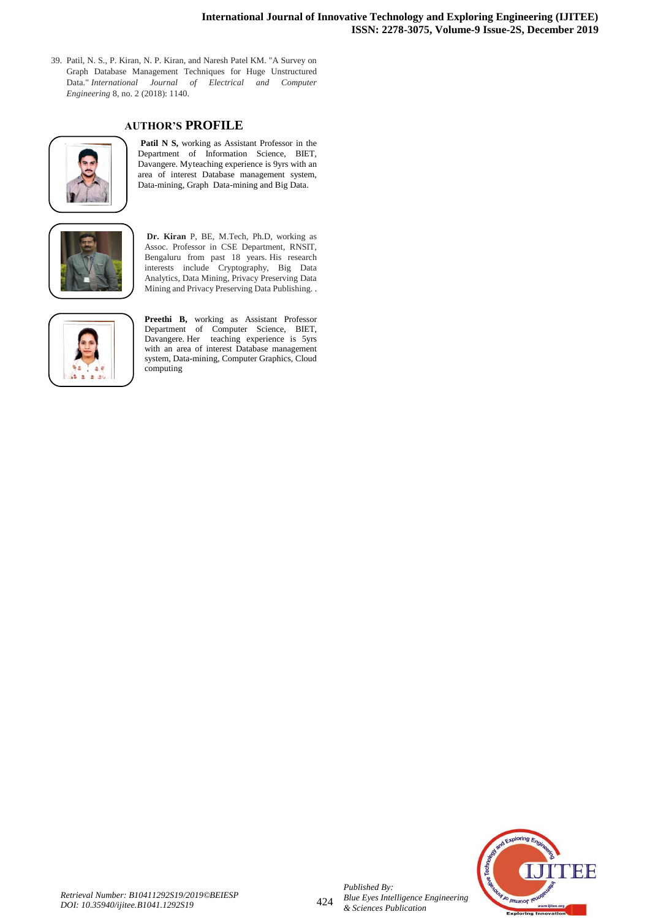39. Patil, N. S., P. Kiran, N. P. Kiran, and Naresh Patel KM. "A Survey on Graph Database Management Techniques for Huge Unstructured Data." *International Journal of Electrical and Computer Engineering* 8, no. 2 (2018): 1140.

## AUTHOR'S PROFILE

**Patil N S,** working as Assistant Professor in the Department of Information Science, BIET, Davangere. Myteaching experience is 9yrs with an area of interest Database management system, Data-mining, Graph Data-mining and Big Data.

**Dr. Kiran** P, BE, M.Tech, Ph.D, working as Assoc. Professor in CSE Department, RNSIT, Bengaluru from past 18 years. His research interests include Cryptography, Big Data Analytics, Data Mining, Privacy Preserving Data Mining and Privacy Preserving Data Publishing. .

**Preethi B,** working as Assistant Professor Department of Computer Science, BIET, Davangere. Her teaching experience is 5yrs with an area of interest Database management system, Data-mining, Computer Graphics, Cloud computing